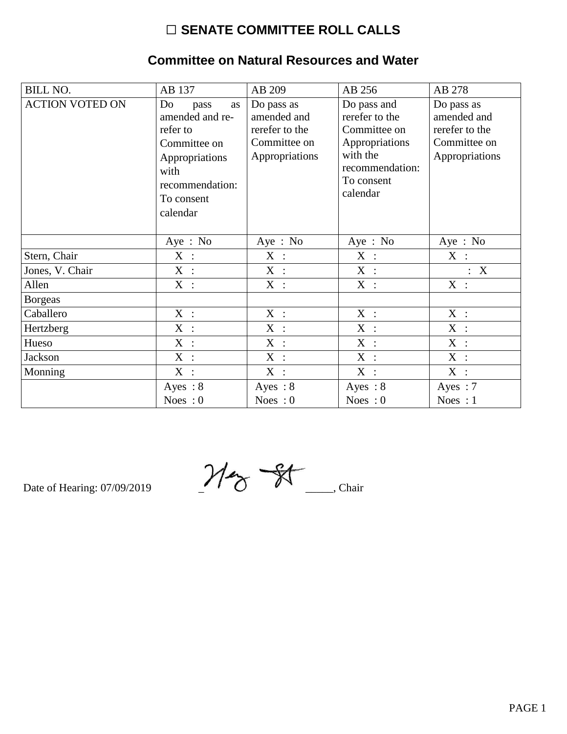# ☐ SENATE COMMITTEE ROLL CALLS

## Committee on Natural Resources and Water

| BILL NO. | AB 137 | AB 209 | AB 256 | AB 278 |
|---|---|---|---|---|
| ACTION VOTED ON | Do pass as amended and re-refer to Committee on Appropriations with recommendation: To consent calendar | Do pass as amended and rerefer to the Committee on Appropriations | Do pass and rerefer to the Committee on Appropriations with the recommendation: To consent calendar | Do pass as amended and rerefer to the Committee on Appropriations |
| | Aye : No | Aye : No | Aye : No | Aye : No |
| Stern, Chair | X : | X : | X : | X : |
| Jones, V. Chair | X : | X : | X : | : X |
| Allen | X : | X : | X : | X : |
| Borgeas | | | | |
| Caballero | X : | X : | X : | X : |
| Hertzberg | X : | X : | X : | X : |
| Hueso | X : | X : | X : | X : |
| Jackson | X : | X : | X : | X : |
| Monning | X : | X : | X : | X : |
| | Ayes : 8<br>Noes : 0 | Ayes : 8<br>Noes : 0 | Ayes : 8<br>Noes : 0 | Ayes : 7<br>Noes : 1 |

Date of Hearing: 07/09/2019 _____________, Chair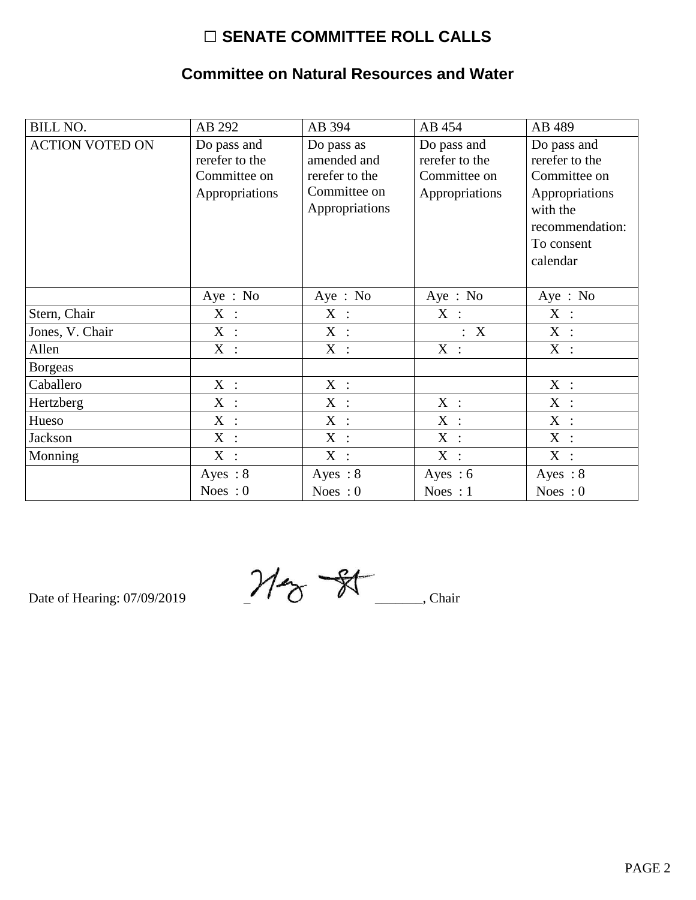# ☐ SENATE COMMITTEE ROLL CALLS

## Committee on Natural Resources and Water

| BILL NO. | AB 292 | AB 394 | AB 454 | AB 489 |
|---|---|---|---|---|
| ACTION VOTED ON | Do pass and rerefer to the Committee on Appropriations | Do pass as amended and rerefer to the Committee on Appropriations | Do pass and rerefer to the Committee on Appropriations | Do pass and rerefer to the Committee on Appropriations with the recommendation: To consent calendar |
| | Aye : No | Aye : No | Aye : No | Aye : No |
| Stern, Chair | X : | X : | X : | X : |
| Jones, V. Chair | X : | X : | : X | X : |
| Allen | X : | X : | X : | X : |
| Borgeas | | | | |
| Caballero | X : | X : | | X : |
| Hertzberg | X : | X : | X : | X : |
| Hueso | X : | X : | X : | X : |
| Jackson | X : | X : | X : | X : |
| Monning | X : | X : | X : | X : |
| | Ayes : 8<br>Noes : 0 | Ayes : 8<br>Noes : 0 | Ayes : 6<br>Noes : 1 | Ayes : 8<br>Noes : 0 |

Date of Hearing: 07/09/2019 _______________, Chair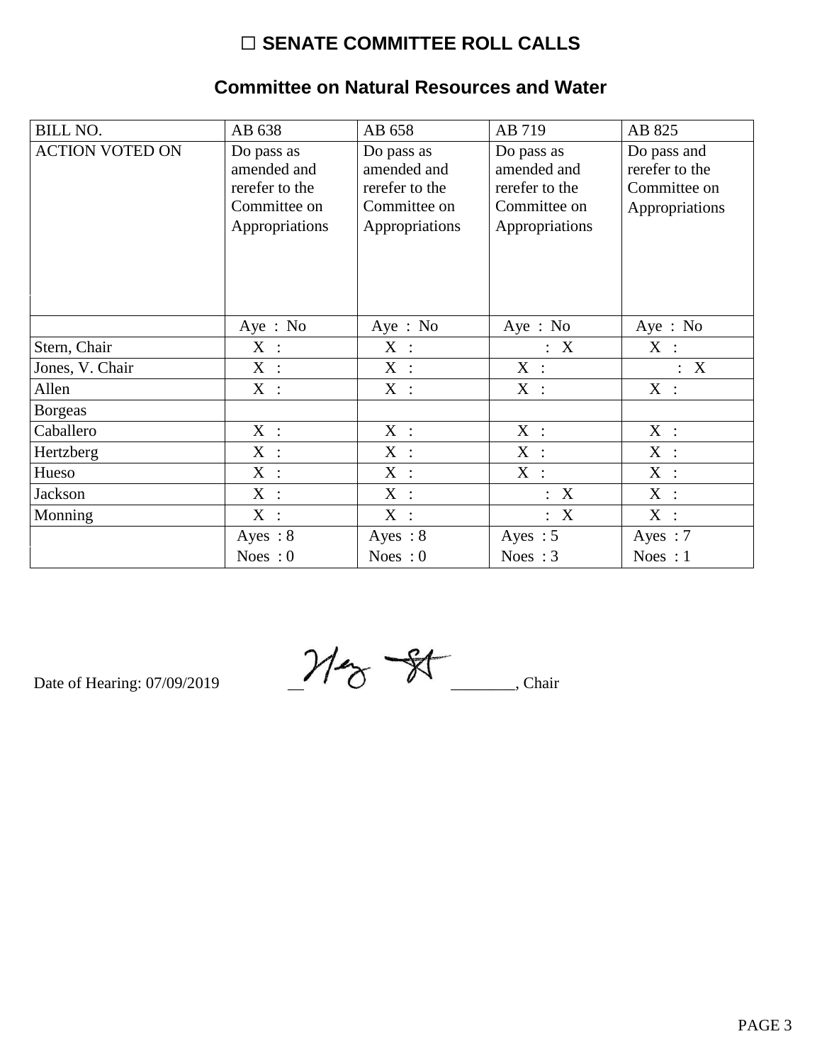# ☐ SENATE COMMITTEE ROLL CALLS

## Committee on Natural Resources and Water

| BILL NO. | AB 638 | AB 658 | AB 719 | AB 825 |
|---|---|---|---|---|
| ACTION VOTED ON | Do pass as amended and rerefer to the Committee on Appropriations | Do pass as amended and rerefer to the Committee on Appropriations | Do pass as amended and rerefer to the Committee on Appropriations | Do pass and rerefer to the Committee on Appropriations |
| | Aye : No | Aye : No | Aye : No | Aye : No |
| Stern, Chair | X : | X : | : X | X : |
| Jones, V. Chair | X : | X : | X : | : X |
| Allen | X : | X : | X : | X : |
| Borgeas | | | | |
| Caballero | X : | X : | X : | X : |
| Hertzberg | X : | X : | X : | X : |
| Hueso | X : | X : | X : | X : |
| Jackson | X : | X : | : X | X : |
| Monning | X : | X : | : X | X : |
| | Ayes : 8<br>Noes : 0 | Ayes : 8<br>Noes : 0 | Ayes : 5<br>Noes : 3 | Ayes : 7<br>Noes : 1 |

Date of Hearing: 07/09/2019 __________________, Chair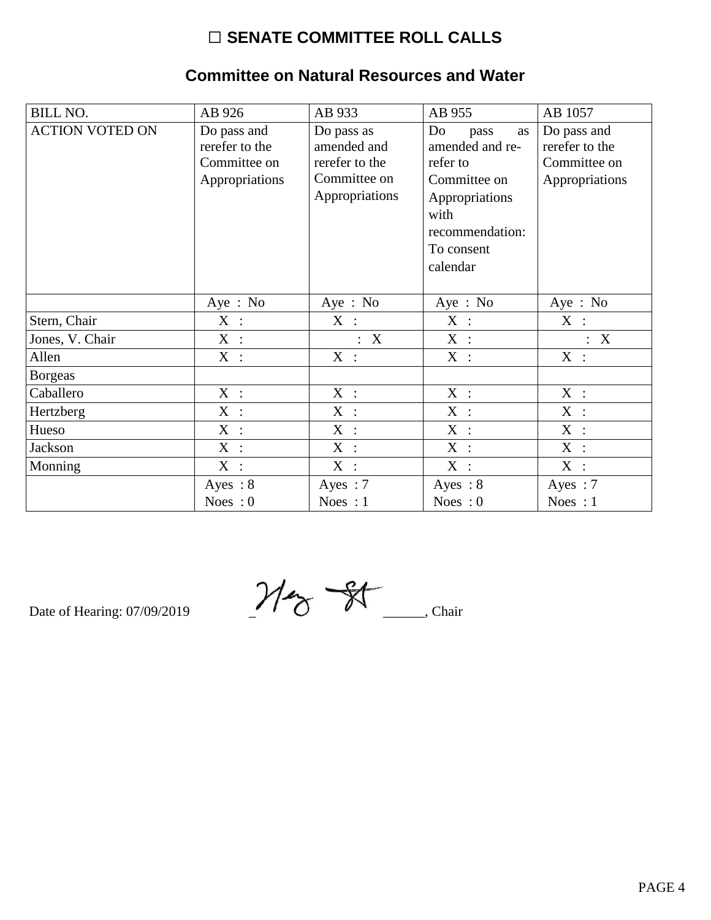# ☐ SENATE COMMITTEE ROLL CALLS

## Committee on Natural Resources and Water

| BILL NO. | AB 926 | AB 933 | AB 955 | AB 1057 |
|---|---|---|---|---|
| ACTION VOTED ON | Do pass and rerefer to the Committee on Appropriations | Do pass as amended and rerefer to the Committee on Appropriations | Do pass as amended and re-refer to Committee on Appropriations with recommendation: To consent calendar | Do pass and rerefer to the Committee on Appropriations |
| | Aye : No | Aye : No | Aye : No | Aye : No |
| Stern, Chair | X : | X : | X : | X : |
| Jones, V. Chair | X : | : X | X : | : X |
| Allen | X : | X : | X : | X : |
| Borgeas | | | | |
| Caballero | X : | X : | X : | X : |
| Hertzberg | X : | X : | X : | X : |
| Hueso | X : | X : | X : | X : |
| Jackson | X : | X : | X : | X : |
| Monning | X : | X : | X : | X : |
| | Ayes : 8<br>Noes : 0 | Ayes : 7<br>Noes : 1 | Ayes : 8<br>Noes : 0 | Ayes : 7<br>Noes : 1 |

Date of Hearing: 07/09/2019 ______, Chair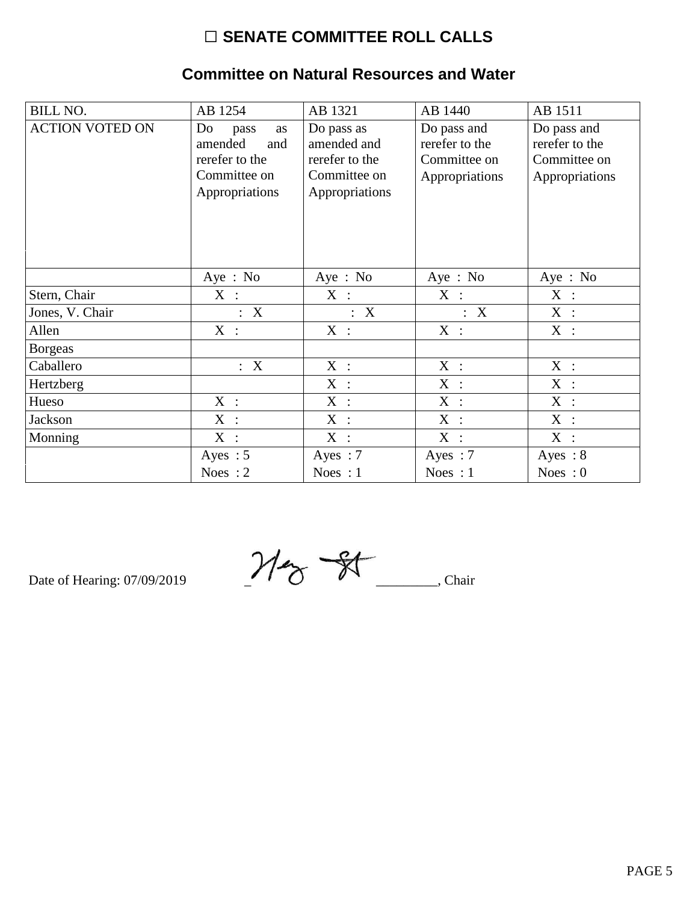# ☐ SENATE COMMITTEE ROLL CALLS

## Committee on Natural Resources and Water

| BILL NO. | AB 1254 | AB 1321 | AB 1440 | AB 1511 |
|---|---|---|---|---|
| ACTION VOTED ON | Do pass as amended and rerefer to the Committee on Appropriations | Do pass as amended and rerefer to the Committee on Appropriations | Do pass and rerefer to the Committee on Appropriations | Do pass and rerefer to the Committee on Appropriations |
| | Aye : No | Aye : No | Aye : No | Aye : No |
| Stern, Chair | X : | X : | X : | X : |
| Jones, V. Chair | : X | : X | : X | X : |
| Allen | X : | X : | X : | X : |
| Borgeas | | | | |
| Caballero | : X | X : | X : | X : |
| Hertzberg | | X : | X : | X : |
| Hueso | X : | X : | X : | X : |
| Jackson | X : | X : | X : | X : |
| Monning | X : | X : | X : | X : |
| | Ayes : 5<br>Noes : 2 | Ayes : 7<br>Noes : 1 | Ayes : 7<br>Noes : 1 | Ayes : 8<br>Noes : 0 |

Date of Hearing: 07/09/2019 _________________________, Chair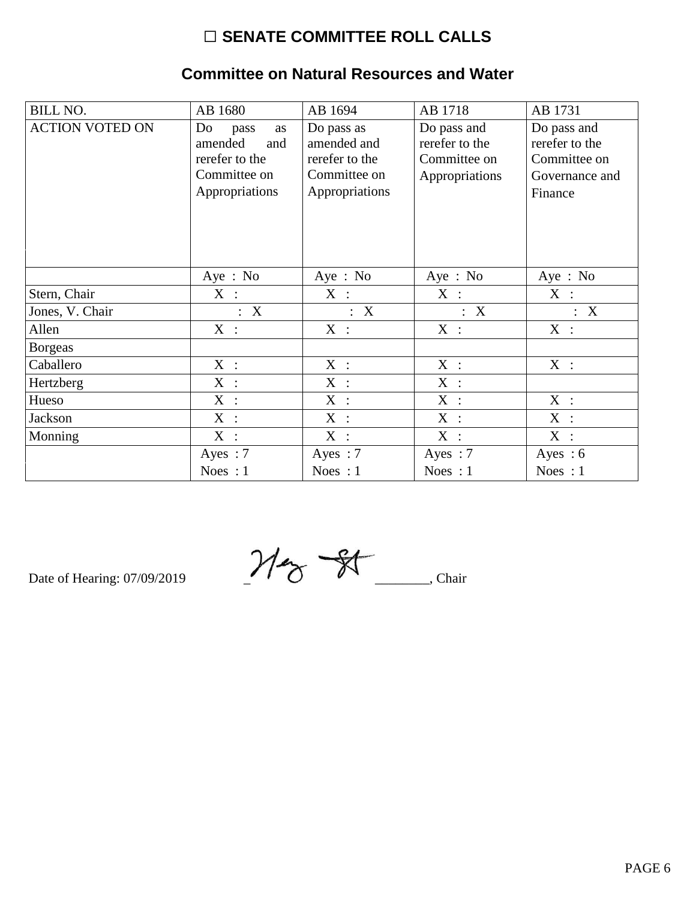# ☐ SENATE COMMITTEE ROLL CALLS

## Committee on Natural Resources and Water

| BILL NO. | AB 1680 | AB 1694 | AB 1718 | AB 1731 |
|---|---|---|---|---|
| ACTION VOTED ON | Do pass as amended and rerefer to the Committee on Appropriations | Do pass as amended and rerefer to the Committee on Appropriations | Do pass and rerefer to the Committee on Appropriations | Do pass and rerefer to the Committee on Governance and Finance |
| | Aye : No | Aye : No | Aye : No | Aye : No |
| Stern, Chair | X : | X : | X : | X : |
| Jones, V. Chair | : X | : X | : X | : X |
| Allen | X : | X : | X : | X : |
| Borgeas | | | | |
| Caballero | X : | X : | X : | X : |
| Hertzberg | X : | X : | X : | |
| Hueso | X : | X : | X : | X : |
| Jackson | X : | X : | X : | X : |
| Monning | X : | X : | X : | X : |
| | Ayes : 7 Noes : 1 | Ayes : 7 Noes : 1 | Ayes : 7 Noes : 1 | Ayes : 6 Noes : 1 |

Date of Hearing: 07/09/2019 ________________, Chair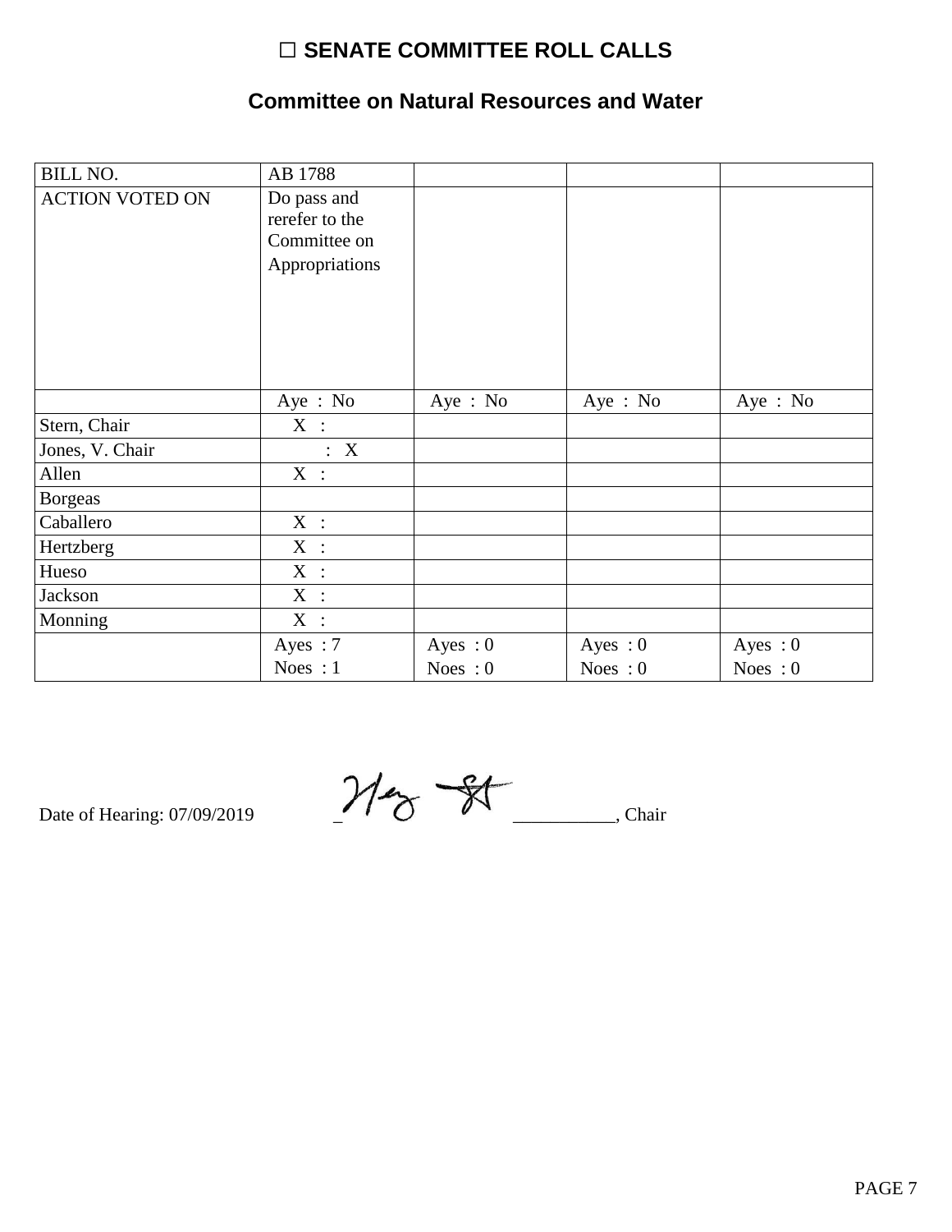# ☐ SENATE COMMITTEE ROLL CALLS

## Committee on Natural Resources and Water

| | | | | |
|---|---|---|---|---|
| BILL NO. | AB 1788 | | | |
| ACTION VOTED ON | Do pass and rerefer to the Committee on Appropriations | | | |
| | Aye : No | Aye : No | Aye : No | Aye : No |
| Stern, Chair | X : | | | |
| Jones, V. Chair | : X | | | |
| Allen | X : | | | |
| Borgeas | | | | |
| Caballero | X : | | | |
| Hertzberg | X : | | | |
| Hueso | X : | | | |
| Jackson | X : | | | |
| Monning | X : | | | |
| | Ayes : 7<br>Noes : 1 | Ayes : 0<br>Noes : 0 | Ayes : 0<br>Noes : 0 | Ayes : 0<br>Noes : 0 |

Date of Hearing: 07/09/2019 _______________________, Chair